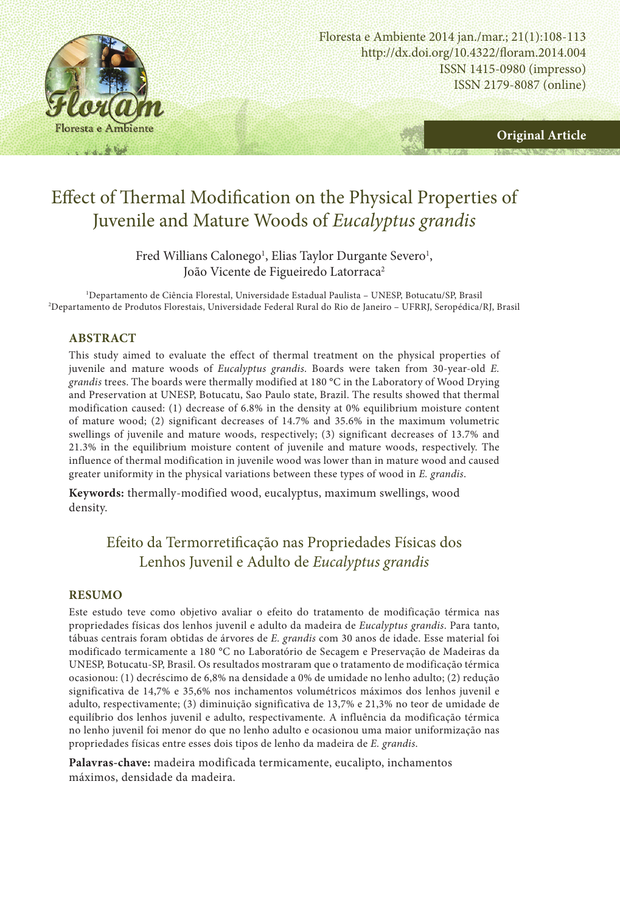Original Article

# Effect of Thermal Modification on the Physical Properties of Juvenile and Mature Woods of *Eucalyptus grandis*

Fred Willians Calonego[1], Elias Taylor Durgante Severo[1], João Vicente de Figueiredo Latorraca[2]

[1]Departamento de Ciência Florestal, Universidade Estadual Paulista – UNESP, Botucatu/SP, Brasil
[2]Departamento de Produtos Florestais, Universidade Federal Rural do Rio de Janeiro – UFRRJ, Seropédica/RJ, Brasil

## ABSTRACT

This study aimed to evaluate the effect of thermal treatment on the physical properties of juvenile and mature woods of *Eucalyptus grandis*. Boards were taken from 30-year-old *E. grandis* trees. The boards were thermally modified at 180 °C in the Laboratory of Wood Drying and Preservation at UNESP, Botucatu, Sao Paulo state, Brazil. The results showed that thermal modification caused: (1) decrease of 6.8% in the density at 0% equilibrium moisture content of mature wood; (2) significant decreases of 14.7% and 35.6% in the maximum volumetric swellings of juvenile and mature woods, respectively; (3) significant decreases of 13.7% and 21.3% in the equilibrium moisture content of juvenile and mature woods, respectively. The influence of thermal modification in juvenile wood was lower than in mature wood and caused greater uniformity in the physical variations between these types of wood in *E. grandis*.

**Keywords:** thermally-modified wood, eucalyptus, maximum swellings, wood density.

# Efeito da Termorretificação nas Propriedades Físicas dos Lenhos Juvenil e Adulto de *Eucalyptus grandis*

## RESUMO

Este estudo teve como objetivo avaliar o efeito do tratamento de modificação térmica nas propriedades físicas dos lenhos juvenil e adulto da madeira de *Eucalyptus grandis*. Para tanto, tábuas centrais foram obtidas de árvores de *E. grandis* com 30 anos de idade. Esse material foi modificado termicamente a 180 °C no Laboratório de Secagem e Preservação de Madeiras da UNESP, Botucatu-SP, Brasil. Os resultados mostraram que o tratamento de modificação térmica ocasionou: (1) decréscimo de 6,8% na densidade a 0% de umidade no lenho adulto; (2) redução significativa de 14,7% e 35,6% nos inchamentos volumétricos máximos dos lenhos juvenil e adulto, respectivamente; (3) diminuição significativa de 13,7% e 21,3% no teor de umidade de equilíbrio dos lenhos juvenil e adulto, respectivamente. A influência da modificação térmica no lenho juvenil foi menor do que no lenho adulto e ocasionou uma maior uniformização nas propriedades físicas entre esses dois tipos de lenho da madeira de *E. grandis*.

**Palavras-chave:** madeira modificada termicamente, eucalipto, inchamentos máximos, densidade da madeira.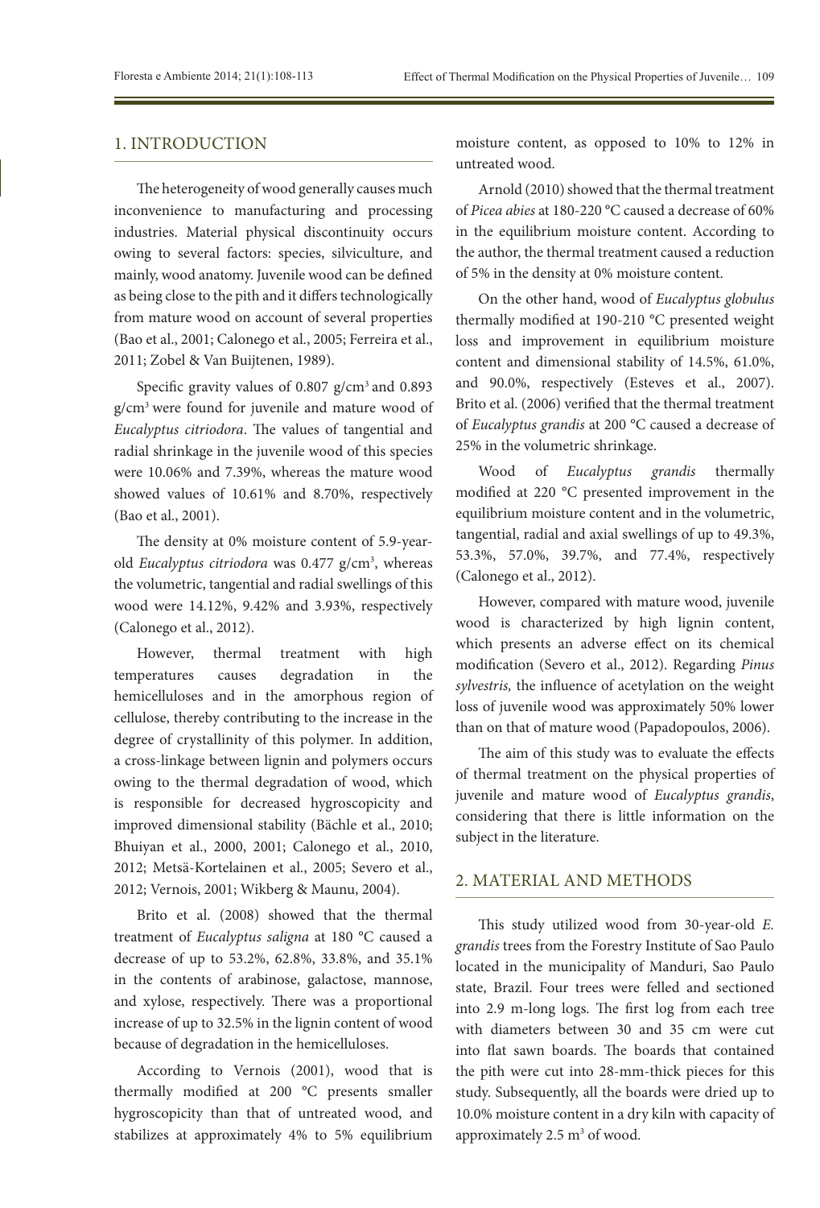## 1. INTRODUCTION

The heterogeneity of wood generally causes much inconvenience to manufacturing and processing industries. Material physical discontinuity occurs owing to several factors: species, silviculture, and mainly, wood anatomy. Juvenile wood can be defined as being close to the pith and it differs technologically from mature wood on account of several properties (Bao et al., 2001; Calonego et al., 2005; Ferreira et al., 2011; Zobel & Van Buijtenen, 1989).

Specific gravity values of 0.807 g/cm$^3$ and 0.893 g/cm$^3$ were found for juvenile and mature wood of *Eucalyptus citriodora*. The values of tangential and radial shrinkage in the juvenile wood of this species were 10.06% and 7.39%, whereas the mature wood showed values of 10.61% and 8.70%, respectively (Bao et al., 2001).

The density at 0% moisture content of 5.9-year-old *Eucalyptus citriodora* was 0.477 g/cm$^3$, whereas the volumetric, tangential and radial swellings of this wood were 14.12%, 9.42% and 3.93%, respectively (Calonego et al., 2012).

However, thermal treatment with high temperatures causes degradation in the hemicelluloses and in the amorphous region of cellulose, thereby contributing to the increase in the degree of crystallinity of this polymer. In addition, a cross-linkage between lignin and polymers occurs owing to the thermal degradation of wood, which is responsible for decreased hygroscopicity and improved dimensional stability (Bächle et al., 2010; Bhuiyan et al., 2000, 2001; Calonego et al., 2010, 2012; Metsä-Kortelainen et al., 2005; Severo et al., 2012; Vernois, 2001; Wikberg & Maunu, 2004).

Brito et al. (2008) showed that the thermal treatment of *Eucalyptus saligna* at 180 °C caused a decrease of up to 53.2%, 62.8%, 33.8%, and 35.1% in the contents of arabinose, galactose, mannose, and xylose, respectively. There was a proportional increase of up to 32.5% in the lignin content of wood because of degradation in the hemicelluloses.

According to Vernois (2001), wood that is thermally modified at 200 °C presents smaller hygroscopicity than that of untreated wood, and stabilizes at approximately 4% to 5% equilibrium moisture content, as opposed to 10% to 12% in untreated wood.

Arnold (2010) showed that the thermal treatment of *Picea abies* at 180-220 °C caused a decrease of 60% in the equilibrium moisture content. According to the author, the thermal treatment caused a reduction of 5% in the density at 0% moisture content.

On the other hand, wood of *Eucalyptus globulus* thermally modified at 190-210 °C presented weight loss and improvement in equilibrium moisture content and dimensional stability of 14.5%, 61.0%, and 90.0%, respectively (Esteves et al., 2007). Brito et al. (2006) verified that the thermal treatment of *Eucalyptus grandis* at 200 °C caused a decrease of 25% in the volumetric shrinkage.

Wood of *Eucalyptus grandis* thermally modified at 220 °C presented improvement in the equilibrium moisture content and in the volumetric, tangential, radial and axial swellings of up to 49.3%, 53.3%, 57.0%, 39.7%, and 77.4%, respectively (Calonego et al., 2012).

However, compared with mature wood, juvenile wood is characterized by high lignin content, which presents an adverse effect on its chemical modification (Severo et al., 2012). Regarding *Pinus sylvestris,* the influence of acetylation on the weight loss of juvenile wood was approximately 50% lower than on that of mature wood (Papadopoulos, 2006).

The aim of this study was to evaluate the effects of thermal treatment on the physical properties of juvenile and mature wood of *Eucalyptus grandis*, considering that there is little information on the subject in the literature.

## 2. MATERIAL AND METHODS

This study utilized wood from 30-year-old *E. grandis* trees from the Forestry Institute of Sao Paulo located in the municipality of Manduri, Sao Paulo state, Brazil. Four trees were felled and sectioned into 2.9 m-long logs. The first log from each tree with diameters between 30 and 35 cm were cut into flat sawn boards. The boards that contained the pith were cut into 28-mm-thick pieces for this study. Subsequently, all the boards were dried up to 10.0% moisture content in a dry kiln with capacity of approximately 2.5 m$^3$ of wood.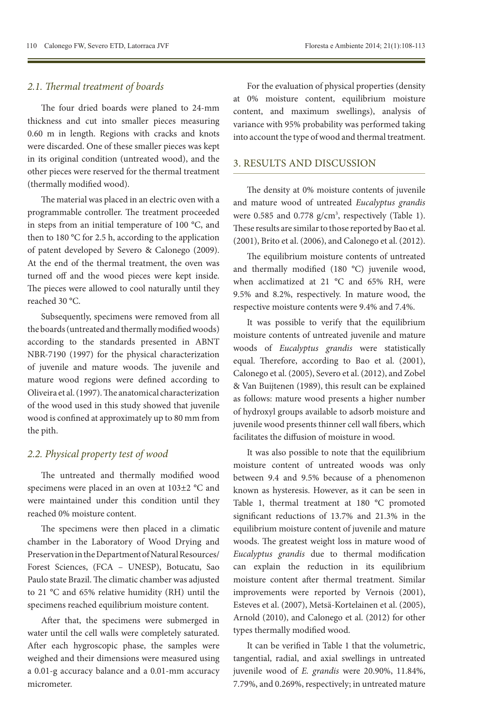### *2.1. Thermal treatment of boards*

The four dried boards were planed to 24-mm thickness and cut into smaller pieces measuring 0.60 m in length. Regions with cracks and knots were discarded. One of these smaller pieces was kept in its original condition (untreated wood), and the other pieces were reserved for the thermal treatment (thermally modified wood).

The material was placed in an electric oven with a programmable controller. The treatment proceeded in steps from an initial temperature of 100 °C, and then to 180 °C for 2.5 h, according to the application of patent developed by Severo & Calonego (2009). At the end of the thermal treatment, the oven was turned off and the wood pieces were kept inside. The pieces were allowed to cool naturally until they reached 30 °C.

Subsequently, specimens were removed from all the boards (untreated and thermally modified woods) according to the standards presented in ABNT NBR-7190 (1997) for the physical characterization of juvenile and mature woods. The juvenile and mature wood regions were defined according to Oliveira et al. (1997). The anatomical characterization of the wood used in this study showed that juvenile wood is confined at approximately up to 80 mm from the pith.

### *2.2. Physical property test of wood*

The untreated and thermally modified wood specimens were placed in an oven at 103±2 °C and were maintained under this condition until they reached 0% moisture content.

The specimens were then placed in a climatic chamber in the Laboratory of Wood Drying and Preservation in the Department of Natural Resources/ Forest Sciences, (FCA – UNESP), Botucatu, Sao Paulo state Brazil. The climatic chamber was adjusted to 21 °C and 65% relative humidity (RH) until the specimens reached equilibrium moisture content.

After that, the specimens were submerged in water until the cell walls were completely saturated. After each hygroscopic phase, the samples were weighed and their dimensions were measured using a 0.01-g accuracy balance and a 0.01-mm accuracy micrometer.

For the evaluation of physical properties (density at 0% moisture content, equilibrium moisture content, and maximum swellings), analysis of variance with 95% probability was performed taking into account the type of wood and thermal treatment.

## 3. RESULTS AND DISCUSSION

The density at 0% moisture contents of juvenile and mature wood of untreated *Eucalyptus grandis* were 0.585 and 0.778 g/cm$^3$, respectively (Table 1). These results are similar to those reported by Bao et al. (2001), Brito et al. (2006), and Calonego et al. (2012).

The equilibrium moisture contents of untreated and thermally modified (180 °C) juvenile wood, when acclimatized at 21 °C and 65% RH, were 9.5% and 8.2%, respectively. In mature wood, the respective moisture contents were 9.4% and 7.4%.

It was possible to verify that the equilibrium moisture contents of untreated juvenile and mature woods of *Eucalyptus grandis* were statistically equal. Therefore, according to Bao et al. (2001), Calonego et al. (2005), Severo et al. (2012), and Zobel & Van Buijtenen (1989), this result can be explained as follows: mature wood presents a higher number of hydroxyl groups available to adsorb moisture and juvenile wood presents thinner cell wall fibers, which facilitates the diffusion of moisture in wood.

It was also possible to note that the equilibrium moisture content of untreated woods was only between 9.4 and 9.5% because of a phenomenon known as hysteresis. However, as it can be seen in Table 1, thermal treatment at 180 °C promoted significant reductions of 13.7% and 21.3% in the equilibrium moisture content of juvenile and mature woods. The greatest weight loss in mature wood of *Eucalyptus grandis* due to thermal modification can explain the reduction in its equilibrium moisture content after thermal treatment. Similar improvements were reported by Vernois (2001), Esteves et al. (2007), Metsä-Kortelainen et al. (2005), Arnold (2010), and Calonego et al. (2012) for other types thermally modified wood.

It can be verified in Table 1 that the volumetric, tangential, radial, and axial swellings in untreated juvenile wood of *E. grandis* were 20.90%, 11.84%, 7.79%, and 0.269%, respectively; in untreated mature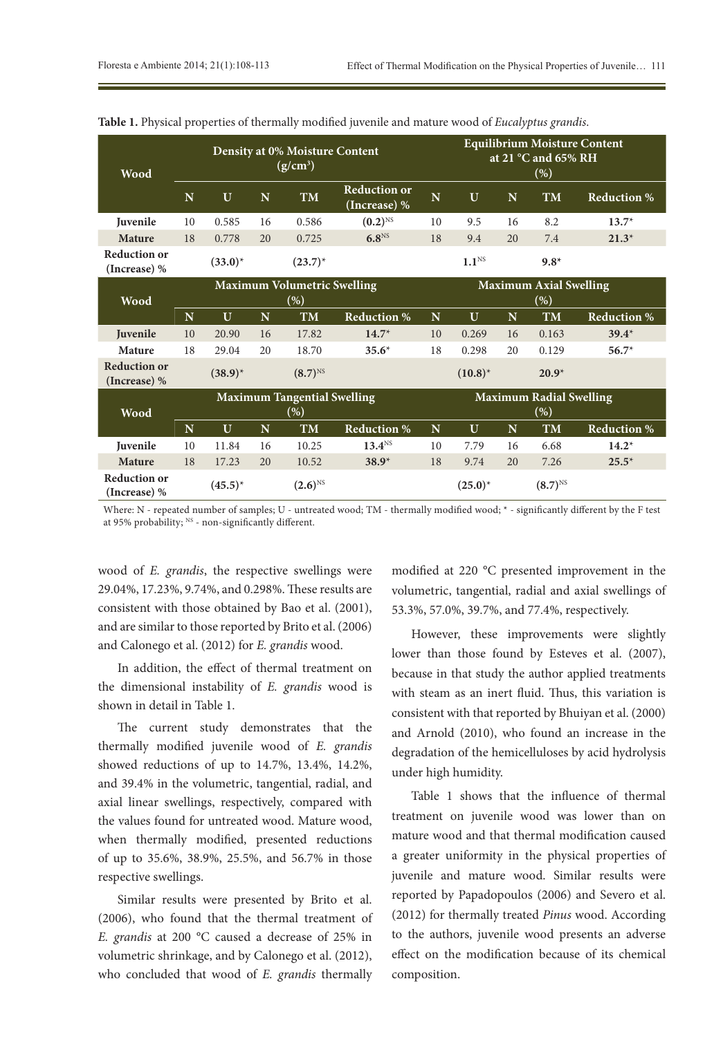**Table 1.** Physical properties of thermally modified juvenile and mature wood of *Eucalyptus grandis*.

| Wood | Density at 0% Moisture Content ($g/cm^3$) | | | | | Equilibrium Moisture Content at 21 °C and 65% RH (%) | | | | |
|---|---|---|---|---|---|---|---|---|---|---|
| | N | U | N | TM | Reduction or (Increase) % | N | U | N | TM | Reduction % |
| **Juvenile** | 10 | 0.585 | 16 | 0.586 | **(0.2)**[NS] | 10 | 9.5 | 16 | 8.2 | **13.7***|
| **Mature** | 18 | 0.778 | 20 | 0.725 | **6.8**[NS] | 18 | 9.4 | 20 | 7.4 | **21.3*** |
| **Reduction or (Increase) %** | | **(33.0)*** | | **(23.7)*** | | | **1.1**[NS] | | **9.8*** | |
| **Wood** | **Maximum Volumetric Swelling (%)** | | | | | **Maximum Axial Swelling (%)** | | | | |
| | N | U | N | TM | Reduction % | N | U | N | TM | Reduction % |
| **Juvenile** | 10 | 20.90 | 16 | 17.82 | **14.7*** | 10 | 0.269 | 16 | 0.163 | **39.4*** |
| **Mature** | 18 | 29.04 | 20 | 18.70 | **35.6*** | 18 | 0.298 | 20 | 0.129 | **56.7*** |
| **Reduction or (Increase) %** | | **(38.9)*** | | **(8.7)**[NS] | | | **(10.8)*** | | **20.9*** | |
| **Wood** | **Maximum Tangential Swelling (%)** | | | | | **Maximum Radial Swelling (%)** | | | | |
| | N | U | N | TM | Reduction % | N | U | N | TM | Reduction % |
| **Juvenile** | 10 | 11.84 | 16 | 10.25 | **13.4**[NS] | 10 | 7.79 | 16 | 6.68 | **14.2*** |
| **Mature** | 18 | 17.23 | 20 | 10.52 | **38.9*** | 18 | 9.74 | 20 | 7.26 | **25.5*** |
| **Reduction or (Increase) %** | | **(45.5)*** | | **(2.6)**[NS] | | | **(25.0)*** | | **(8.7)**[NS] | |

Where: N - repeated number of samples; U - untreated wood; TM - thermally modified wood; * - significantly different by the F test at 95% probability; [NS] - non-significantly different.

wood of *E. grandis*, the respective swellings were 29.04%, 17.23%, 9.74%, and 0.298%. These results are consistent with those obtained by Bao et al. (2001), and are similar to those reported by Brito et al. (2006) and Calonego et al. (2012) for *E. grandis* wood.

In addition, the effect of thermal treatment on the dimensional instability of *E. grandis* wood is shown in detail in Table 1.

The current study demonstrates that the thermally modified juvenile wood of *E. grandis* showed reductions of up to 14.7%, 13.4%, 14.2%, and 39.4% in the volumetric, tangential, radial, and axial linear swellings, respectively, compared with the values found for untreated wood. Mature wood, when thermally modified, presented reductions of up to 35.6%, 38.9%, 25.5%, and 56.7% in those respective swellings.

Similar results were presented by Brito et al. (2006), who found that the thermal treatment of *E. grandis* at 200 °C caused a decrease of 25% in volumetric shrinkage, and by Calonego et al. (2012), who concluded that wood of *E. grandis* thermally modified at 220 °C presented improvement in the volumetric, tangential, radial and axial swellings of 53.3%, 57.0%, 39.7%, and 77.4%, respectively.

However, these improvements were slightly lower than those found by Esteves et al. (2007), because in that study the author applied treatments with steam as an inert fluid. Thus, this variation is consistent with that reported by Bhuiyan et al. (2000) and Arnold (2010), who found an increase in the degradation of the hemicelluloses by acid hydrolysis under high humidity.

Table 1 shows that the influence of thermal treatment on juvenile wood was lower than on mature wood and that thermal modification caused a greater uniformity in the physical properties of juvenile and mature wood. Similar results were reported by Papadopoulos (2006) and Severo et al. (2012) for thermally treated *Pinus* wood. According to the authors, juvenile wood presents an adverse effect on the modification because of its chemical composition.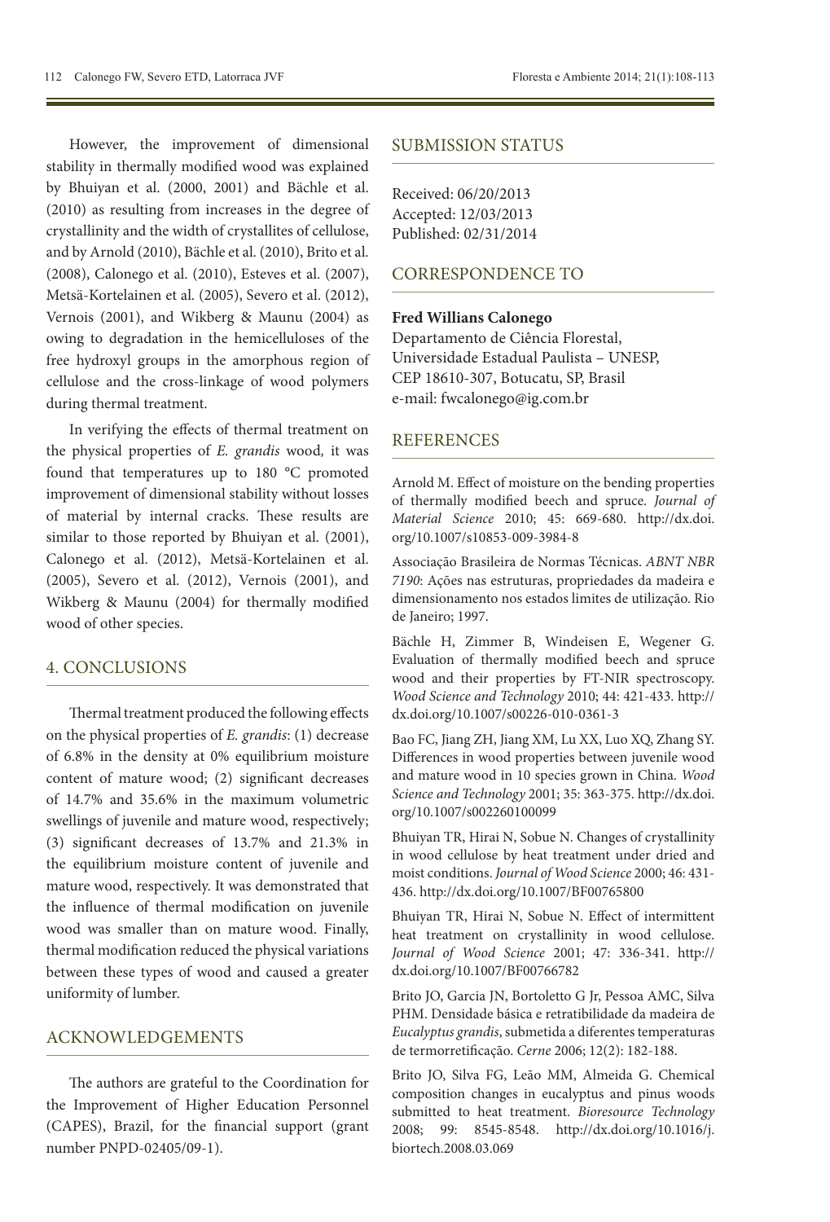However, the improvement of dimensional stability in thermally modified wood was explained by Bhuiyan et al. (2000, 2001) and Bächle et al. (2010) as resulting from increases in the degree of crystallinity and the width of crystallites of cellulose, and by Arnold (2010), Bächle et al. (2010), Brito et al. (2008), Calonego et al. (2010), Esteves et al. (2007), Metsä-Kortelainen et al. (2005), Severo et al. (2012), Vernois (2001), and Wikberg & Maunu (2004) as owing to degradation in the hemicelluloses of the free hydroxyl groups in the amorphous region of cellulose and the cross-linkage of wood polymers during thermal treatment.

In verifying the effects of thermal treatment on the physical properties of *E. grandis* wood, it was found that temperatures up to 180 °C promoted improvement of dimensional stability without losses of material by internal cracks. These results are similar to those reported by Bhuiyan et al. (2001), Calonego et al. (2012), Metsä-Kortelainen et al. (2005), Severo et al. (2012), Vernois (2001), and Wikberg & Maunu (2004) for thermally modified wood of other species.

## 4. CONCLUSIONS

Thermal treatment produced the following effects on the physical properties of *E. grandis*: (1) decrease of 6.8% in the density at 0% equilibrium moisture content of mature wood; (2) significant decreases of 14.7% and 35.6% in the maximum volumetric swellings of juvenile and mature wood, respectively; (3) significant decreases of 13.7% and 21.3% in the equilibrium moisture content of juvenile and mature wood, respectively. It was demonstrated that the influence of thermal modification on juvenile wood was smaller than on mature wood. Finally, thermal modification reduced the physical variations between these types of wood and caused a greater uniformity of lumber.

## ACKNOWLEDGEMENTS

The authors are grateful to the Coordination for the Improvement of Higher Education Personnel (CAPES), Brazil, for the financial support (grant number PNPD-02405/09-1).

## SUBMISSION STATUS

Received: 06/20/2013
Accepted: 12/03/2013
Published: 02/31/2014

## CORRESPONDENCE TO

**Fred Willians Calonego**
Departamento de Ciência Florestal,
Universidade Estadual Paulista – UNESP,
CEP 18610-307, Botucatu, SP, Brasil
e-mail: fwcalonego@ig.com.br

## REFERENCES

Arnold M. Effect of moisture on the bending properties of thermally modified beech and spruce. *Journal of Material Science* 2010; 45: 669-680. http://dx.doi.org/10.1007/s10853-009-3984-8

Associação Brasileira de Normas Técnicas. *ABNT NBR 7190*: Ações nas estruturas, propriedades da madeira e dimensionamento nos estados limites de utilização. Rio de Janeiro; 1997.

Bächle H, Zimmer B, Windeisen E, Wegener G. Evaluation of thermally modified beech and spruce wood and their properties by FT-NIR spectroscopy. *Wood Science and Technology* 2010; 44: 421-433. http://dx.doi.org/10.1007/s00226-010-0361-3

Bao FC, Jiang ZH, Jiang XM, Lu XX, Luo XQ, Zhang SY. Differences in wood properties between juvenile wood and mature wood in 10 species grown in China. *Wood Science and Technology* 2001; 35: 363-375. http://dx.doi.org/10.1007/s002260100099

Bhuiyan TR, Hirai N, Sobue N. Changes of crystallinity in wood cellulose by heat treatment under dried and moist conditions. *Journal of Wood Science* 2000; 46: 431-436. http://dx.doi.org/10.1007/BF00765800

Bhuiyan TR, Hirai N, Sobue N. Effect of intermittent heat treatment on crystallinity in wood cellulose. *Journal of Wood Science* 2001; 47: 336-341. http://dx.doi.org/10.1007/BF00766782

Brito JO, Garcia JN, Bortoletto G Jr, Pessoa AMC, Silva PHM. Densidade básica e retratibilidade da madeira de *Eucalyptus grandis*, submetida a diferentes temperaturas de termorretificação. *Cerne* 2006; 12(2): 182-188.

Brito JO, Silva FG, Leão MM, Almeida G. Chemical composition changes in eucalyptus and pinus woods submitted to heat treatment. *Bioresource Technology* 2008; 99: 8545-8548. http://dx.doi.org/10.1016/j.biortech.2008.03.069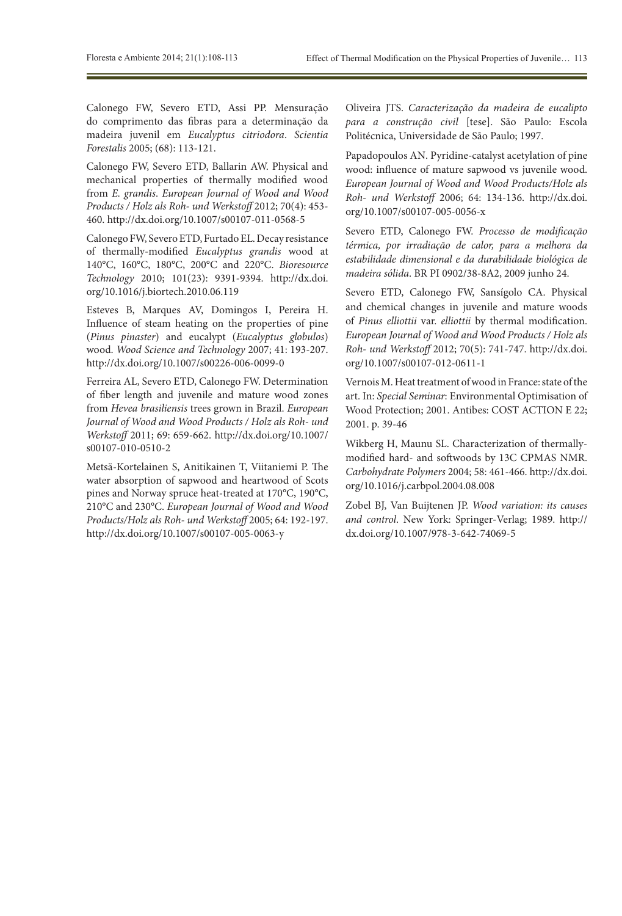Calonego FW, Severo ETD, Assi PP. Mensuração do comprimento das fibras para a determinação da madeira juvenil em *Eucalyptus citriodora*. *Scientia Forestalis* 2005; (68): 113-121.

Calonego FW, Severo ETD, Ballarin AW. Physical and mechanical properties of thermally modified wood from *E. grandis*. *European Journal of Wood and Wood Products / Holz als Roh- und Werkstoff* 2012; 70(4): 453-460. http://dx.doi.org/10.1007/s00107-011-0568-5

Calonego FW, Severo ETD, Furtado EL. Decay resistance of thermally-modified *Eucalyptus grandis* wood at 140°C, 160°C, 180°C, 200°C and 220°C. *Bioresource Technology* 2010; 101(23): 9391-9394. http://dx.doi.org/10.1016/j.biortech.2010.06.119

Esteves B, Marques AV, Domingos I, Pereira H. Influence of steam heating on the properties of pine (*Pinus pinaster*) and eucalypt (*Eucalyptus globulos*) wood. *Wood Science and Technology* 2007; 41: 193-207. http://dx.doi.org/10.1007/s00226-006-0099-0

Ferreira AL, Severo ETD, Calonego FW. Determination of fiber length and juvenile and mature wood zones from *Hevea brasiliensis* trees grown in Brazil. *European Journal of Wood and Wood Products / Holz als Roh- und Werkstoff* 2011; 69: 659-662. http://dx.doi.org/10.1007/s00107-010-0510-2

Metsä-Kortelainen S, Anitikainen T, Viitaniemi P. The water absorption of sapwood and heartwood of Scots pines and Norway spruce heat-treated at 170°C, 190°C, 210°C and 230°C. *European Journal of Wood and Wood Products/Holz als Roh- und Werkstoff* 2005; 64: 192-197. http://dx.doi.org/10.1007/s00107-005-0063-y

Oliveira JTS. *Caracterização da madeira de eucalipto para a construção civil* [tese]. São Paulo: Escola Politécnica, Universidade de São Paulo; 1997.

Papadopoulos AN. Pyridine-catalyst acetylation of pine wood: influence of mature sapwood vs juvenile wood. *European Journal of Wood and Wood Products/Holz als Roh- und Werkstoff* 2006; 64: 134-136. http://dx.doi.org/10.1007/s00107-005-0056-x

Severo ETD, Calonego FW. *Processo de modificação térmica, por irradiação de calor, para a melhora da estabilidade dimensional e da durabilidade biológica de madeira sólida*. BR PI 0902/38-8A2, 2009 junho 24.

Severo ETD, Calonego FW, Sansígolo CA. Physical and chemical changes in juvenile and mature woods of *Pinus elliottii* var. *elliottii* by thermal modification. *European Journal of Wood and Wood Products / Holz als Roh- und Werkstoff* 2012; 70(5): 741-747. http://dx.doi.org/10.1007/s00107-012-0611-1

Vernois M. Heat treatment of wood in France: state of the art. In: *Special Seminar*: Environmental Optimisation of Wood Protection; 2001. Antibes: COST ACTION E 22; 2001. p. 39-46

Wikberg H, Maunu SL. Characterization of thermally-modified hard- and softwoods by 13C CPMAS NMR. *Carbohydrate Polymers* 2004; 58: 461-466. http://dx.doi.org/10.1016/j.carbpol.2004.08.008

Zobel BJ, Van Buijtenen JP. *Wood variation: its causes and control*. New York: Springer-Verlag; 1989. http://dx.doi.org/10.1007/978-3-642-74069-5